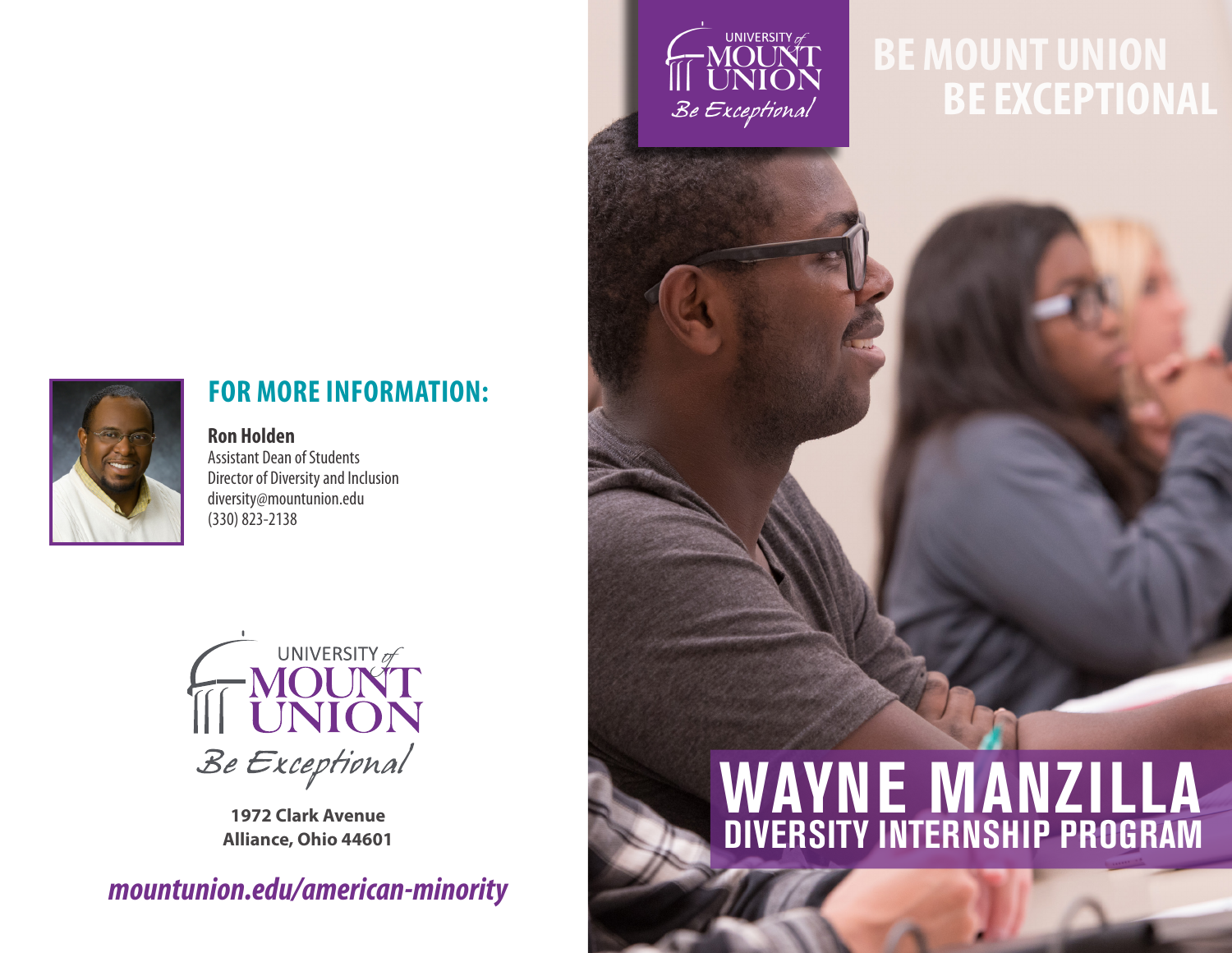## FOR MORE INFORMATION:

**Ron Holden**
Assistant Dean of Students
Director of Diversity and Inclusion
diversity@mountunion.edu
(330) 823-2138

UNIVERSITY of MOUNT UNION
*Be Exceptional*

**1972 Clark Avenue**
**Alliance, Ohio 44601**

***mountunion.edu/american-minority***

UNIVERSITY of MOUNT UNION
*Be Exceptional*

# BE MOUNT UNION BE EXCEPTIONAL

# WAYNE MANZILLA
## DIVERSITY INTERNSHIP PROGRAM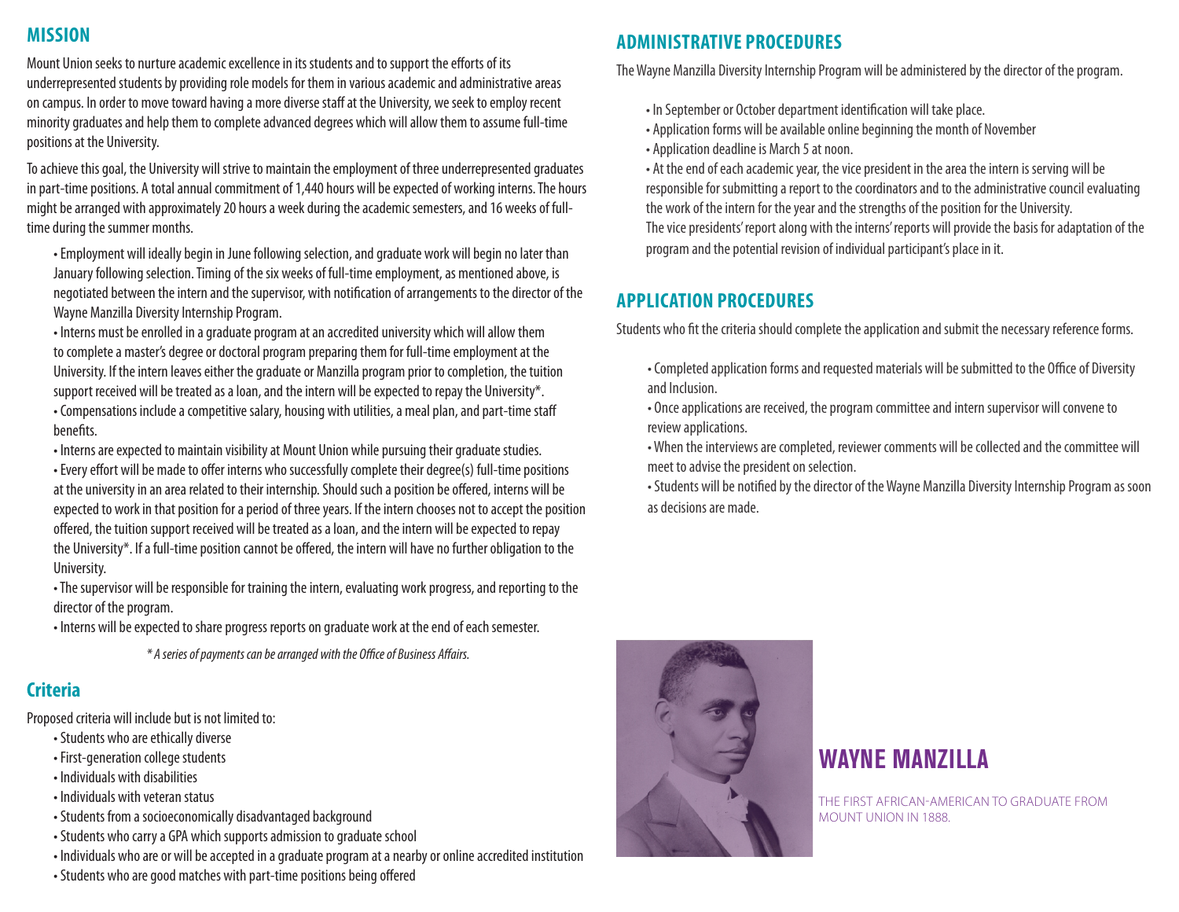## MISSION

Mount Union seeks to nurture academic excellence in its students and to support the efforts of its underrepresented students by providing role models for them in various academic and administrative areas on campus. In order to move toward having a more diverse staff at the University, we seek to employ recent minority graduates and help them to complete advanced degrees which will allow them to assume full-time positions at the University.

To achieve this goal, the University will strive to maintain the employment of three underrepresented graduates in part-time positions. A total annual commitment of 1,440 hours will be expected of working interns. The hours might be arranged with approximately 20 hours a week during the academic semesters, and 16 weeks of full-time during the summer months.

- Employment will ideally begin in June following selection, and graduate work will begin no later than January following selection. Timing of the six weeks of full-time employment, as mentioned above, is negotiated between the intern and the supervisor, with notification of arrangements to the director of the Wayne Manzilla Diversity Internship Program.
- Interns must be enrolled in a graduate program at an accredited university which will allow them to complete a master's degree or doctoral program preparing them for full-time employment at the University. If the intern leaves either the graduate or Manzilla program prior to completion, the tuition support received will be treated as a loan, and the intern will be expected to repay the University*.
- Compensations include a competitive salary, housing with utilities, a meal plan, and part-time staff benefits.
- Interns are expected to maintain visibility at Mount Union while pursuing their graduate studies.
- Every effort will be made to offer interns who successfully complete their degree(s) full-time positions at the university in an area related to their internship. Should such a position be offered, interns will be expected to work in that position for a period of three years. If the intern chooses not to accept the position offered, the tuition support received will be treated as a loan, and the intern will be expected to repay the University*. If a full-time position cannot be offered, the intern will have no further obligation to the University.
- The supervisor will be responsible for training the intern, evaluating work progress, and reporting to the director of the program.
- Interns will be expected to share progress reports on graduate work at the end of each semester.

*\* A series of payments can be arranged with the Office of Business Affairs.*

## Criteria

Proposed criteria will include but is not limited to:

- Students who are ethically diverse
- First-generation college students
- Individuals with disabilities
- Individuals with veteran status
- Students from a socioeconomically disadvantaged background
- Students who carry a GPA which supports admission to graduate school
- Individuals who are or will be accepted in a graduate program at a nearby or online accredited institution
- Students who are good matches with part-time positions being offered

## ADMINISTRATIVE PROCEDURES

The Wayne Manzilla Diversity Internship Program will be administered by the director of the program.

- In September or October department identification will take place.
- Application forms will be available online beginning the month of November
- Application deadline is March 5 at noon.
- At the end of each academic year, the vice president in the area the intern is serving will be responsible for submitting a report to the coordinators and to the administrative council evaluating the work of the intern for the year and the strengths of the position for the University. The vice presidents' report along with the interns' reports will provide the basis for adaptation of the program and the potential revision of individual participant's place in it.

## APPLICATION PROCEDURES

Students who fit the criteria should complete the application and submit the necessary reference forms.

- Completed application forms and requested materials will be submitted to the Office of Diversity and Inclusion.
- Once applications are received, the program committee and intern supervisor will convene to review applications.
- When the interviews are completed, reviewer comments will be collected and the committee will meet to advise the president on selection.
- Students will be notified by the director of the Wayne Manzilla Diversity Internship Program as soon as decisions are made.

## WAYNE MANZILLA

THE FIRST AFRICAN-AMERICAN TO GRADUATE FROM MOUNT UNION IN 1888.